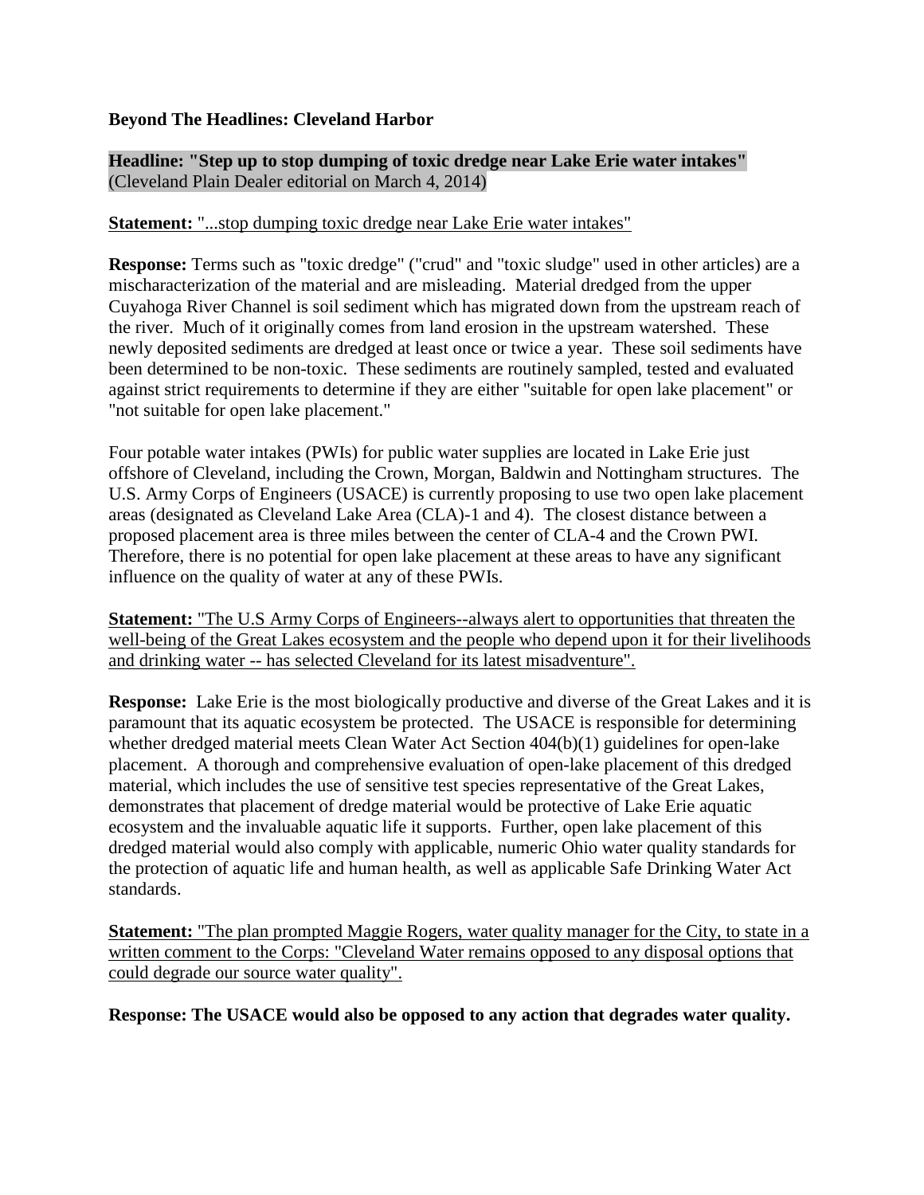**Beyond The Headlines: Cleveland Harbor**

**Headline: "Step up to stop dumping of toxic dredge near Lake Erie water intakes"**
(Cleveland Plain Dealer editorial on March 4, 2014)

**Statement:** "...stop dumping toxic dredge near Lake Erie water intakes"

**Response:** Terms such as "toxic dredge" ("crud" and "toxic sludge" used in other articles) are a mischaracterization of the material and are misleading. Material dredged from the upper Cuyahoga River Channel is soil sediment which has migrated down from the upstream reach of the river. Much of it originally comes from land erosion in the upstream watershed. These newly deposited sediments are dredged at least once or twice a year. These soil sediments have been determined to be non-toxic. These sediments are routinely sampled, tested and evaluated against strict requirements to determine if they are either "suitable for open lake placement" or "not suitable for open lake placement."

Four potable water intakes (PWIs) for public water supplies are located in Lake Erie just offshore of Cleveland, including the Crown, Morgan, Baldwin and Nottingham structures. The U.S. Army Corps of Engineers (USACE) is currently proposing to use two open lake placement areas (designated as Cleveland Lake Area (CLA)-1 and 4). The closest distance between a proposed placement area is three miles between the center of CLA-4 and the Crown PWI. Therefore, there is no potential for open lake placement at these areas to have any significant influence on the quality of water at any of these PWIs.

**Statement:** "The U.S Army Corps of Engineers--always alert to opportunities that threaten the well-being of the Great Lakes ecosystem and the people who depend upon it for their livelihoods and drinking water -- has selected Cleveland for its latest misadventure".

**Response:** Lake Erie is the most biologically productive and diverse of the Great Lakes and it is paramount that its aquatic ecosystem be protected. The USACE is responsible for determining whether dredged material meets Clean Water Act Section 404(b)(1) guidelines for open-lake placement. A thorough and comprehensive evaluation of open-lake placement of this dredged material, which includes the use of sensitive test species representative of the Great Lakes, demonstrates that placement of dredge material would be protective of Lake Erie aquatic ecosystem and the invaluable aquatic life it supports. Further, open lake placement of this dredged material would also comply with applicable, numeric Ohio water quality standards for the protection of aquatic life and human health, as well as applicable Safe Drinking Water Act standards.

**Statement:** "The plan prompted Maggie Rogers, water quality manager for the City, to state in a written comment to the Corps: "Cleveland Water remains opposed to any disposal options that could degrade our source water quality".

**Response: The USACE would also be opposed to any action that degrades water quality.**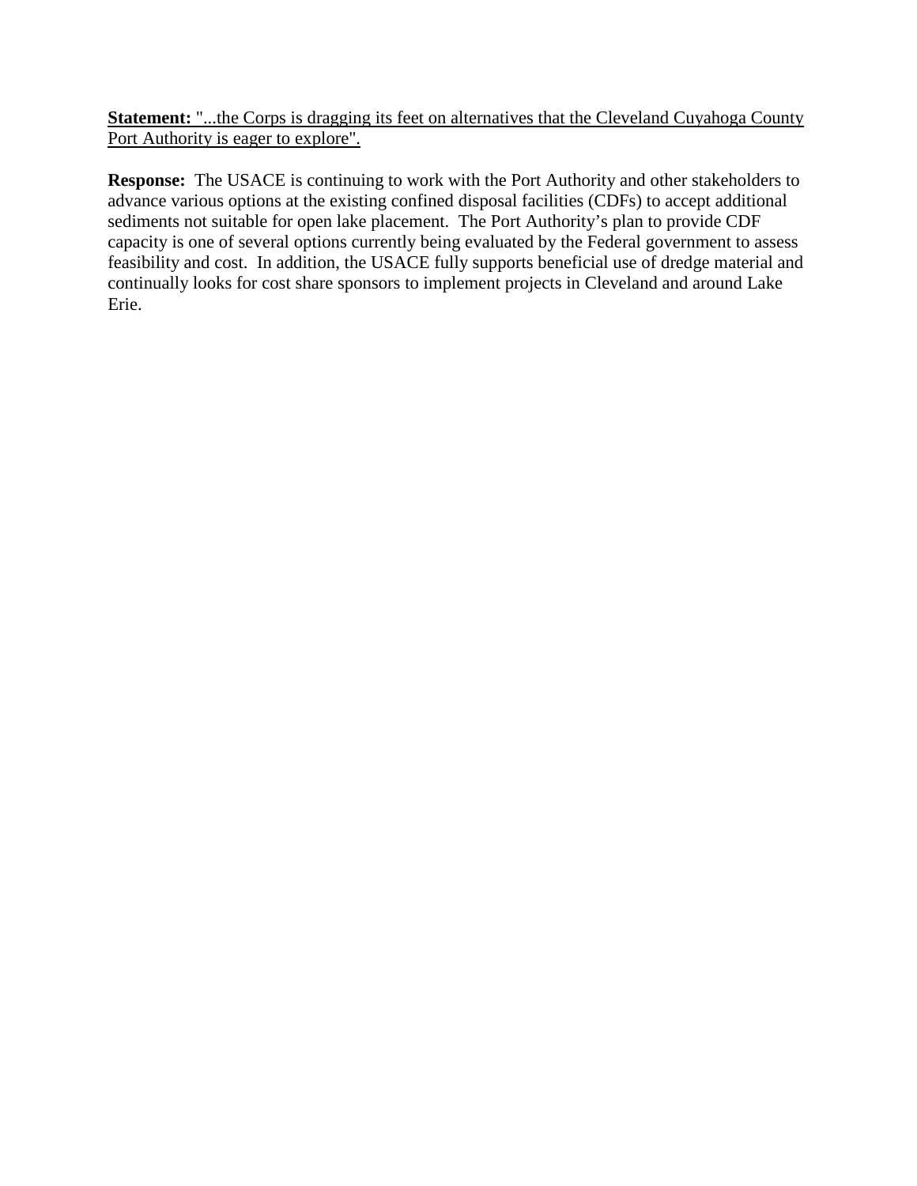**Statement:** "...the Corps is dragging its feet on alternatives that the Cleveland Cuyahoga County Port Authority is eager to explore".

**Response:** The USACE is continuing to work with the Port Authority and other stakeholders to advance various options at the existing confined disposal facilities (CDFs) to accept additional sediments not suitable for open lake placement. The Port Authority's plan to provide CDF capacity is one of several options currently being evaluated by the Federal government to assess feasibility and cost. In addition, the USACE fully supports beneficial use of dredge material and continually looks for cost share sponsors to implement projects in Cleveland and around Lake Erie.